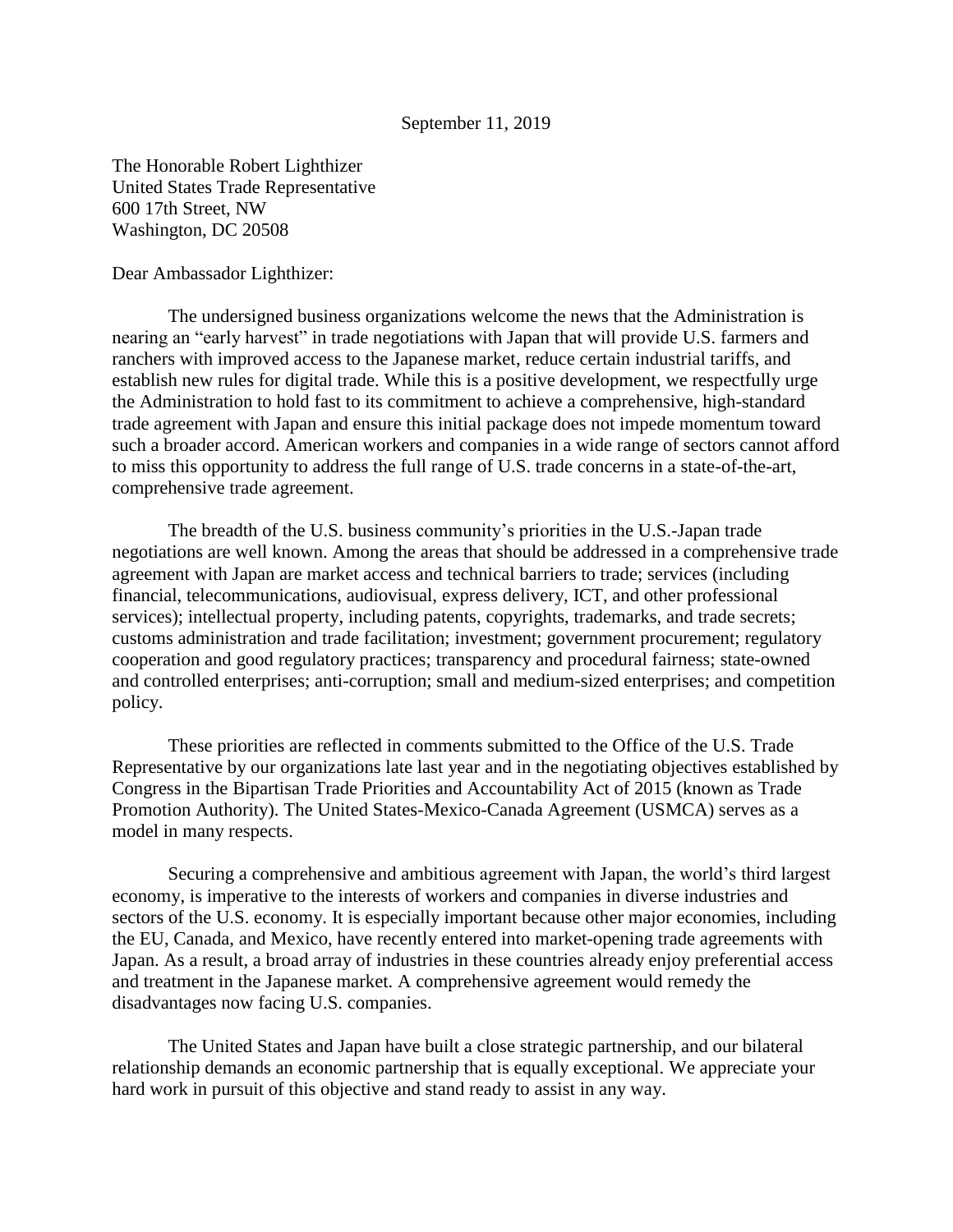September 11, 2019

The Honorable Robert Lighthizer
United States Trade Representative
600 17th Street, NW
Washington, DC 20508

Dear Ambassador Lighthizer:

The undersigned business organizations welcome the news that the Administration is nearing an "early harvest" in trade negotiations with Japan that will provide U.S. farmers and ranchers with improved access to the Japanese market, reduce certain industrial tariffs, and establish new rules for digital trade. While this is a positive development, we respectfully urge the Administration to hold fast to its commitment to achieve a comprehensive, high-standard trade agreement with Japan and ensure this initial package does not impede momentum toward such a broader accord. American workers and companies in a wide range of sectors cannot afford to miss this opportunity to address the full range of U.S. trade concerns in a state-of-the-art, comprehensive trade agreement.

The breadth of the U.S. business community's priorities in the U.S.-Japan trade negotiations are well known. Among the areas that should be addressed in a comprehensive trade agreement with Japan are market access and technical barriers to trade; services (including financial, telecommunications, audiovisual, express delivery, ICT, and other professional services); intellectual property, including patents, copyrights, trademarks, and trade secrets; customs administration and trade facilitation; investment; government procurement; regulatory cooperation and good regulatory practices; transparency and procedural fairness; state-owned and controlled enterprises; anti-corruption; small and medium-sized enterprises; and competition policy.

These priorities are reflected in comments submitted to the Office of the U.S. Trade Representative by our organizations late last year and in the negotiating objectives established by Congress in the Bipartisan Trade Priorities and Accountability Act of 2015 (known as Trade Promotion Authority). The United States-Mexico-Canada Agreement (USMCA) serves as a model in many respects.

Securing a comprehensive and ambitious agreement with Japan, the world's third largest economy, is imperative to the interests of workers and companies in diverse industries and sectors of the U.S. economy. It is especially important because other major economies, including the EU, Canada, and Mexico, have recently entered into market-opening trade agreements with Japan. As a result, a broad array of industries in these countries already enjoy preferential access and treatment in the Japanese market. A comprehensive agreement would remedy the disadvantages now facing U.S. companies.

The United States and Japan have built a close strategic partnership, and our bilateral relationship demands an economic partnership that is equally exceptional. We appreciate your hard work in pursuit of this objective and stand ready to assist in any way.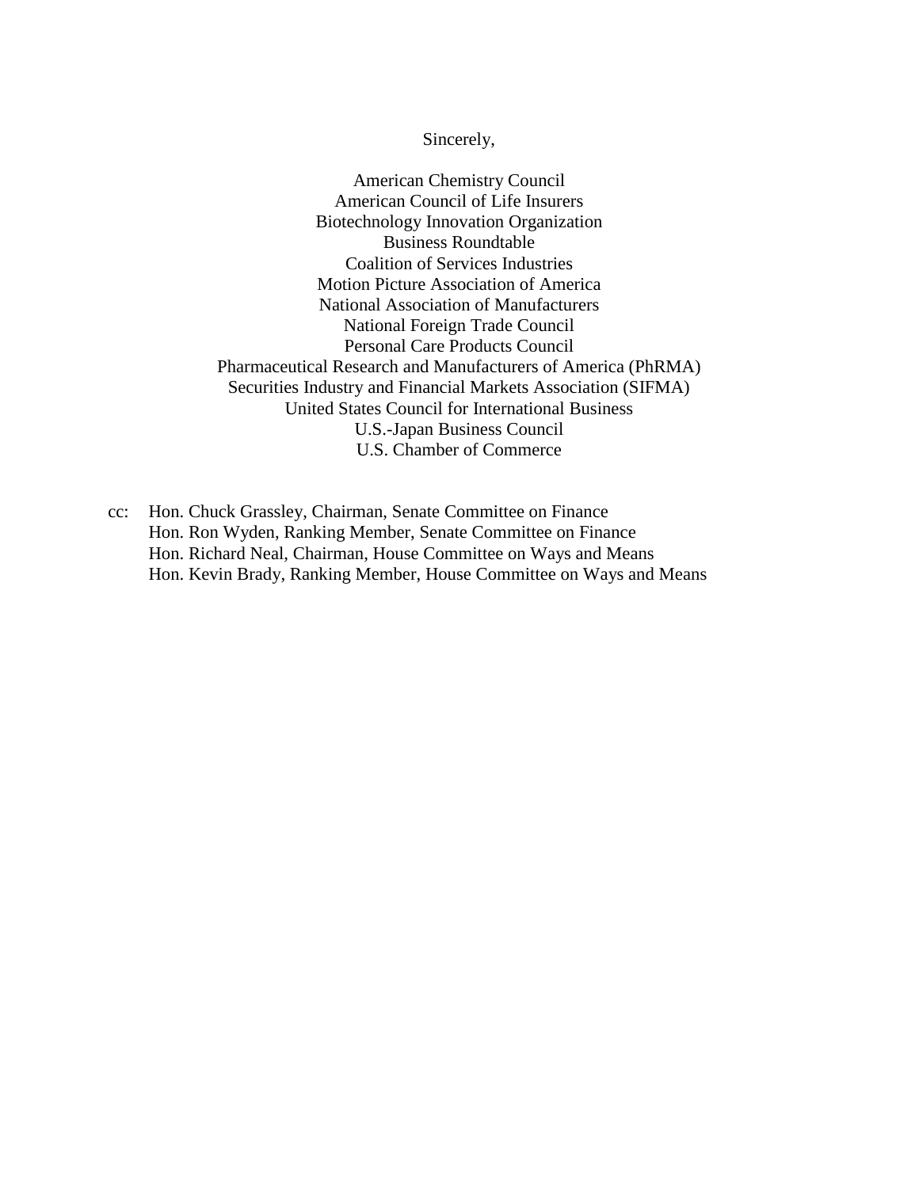Sincerely,

American Chemistry Council
American Council of Life Insurers
Biotechnology Innovation Organization
Business Roundtable
Coalition of Services Industries
Motion Picture Association of America
National Association of Manufacturers
National Foreign Trade Council
Personal Care Products Council
Pharmaceutical Research and Manufacturers of America (PhRMA)
Securities Industry and Financial Markets Association (SIFMA)
United States Council for International Business
U.S.-Japan Business Council
U.S. Chamber of Commerce

cc: Hon. Chuck Grassley, Chairman, Senate Committee on Finance
Hon. Ron Wyden, Ranking Member, Senate Committee on Finance
Hon. Richard Neal, Chairman, House Committee on Ways and Means
Hon. Kevin Brady, Ranking Member, House Committee on Ways and Means